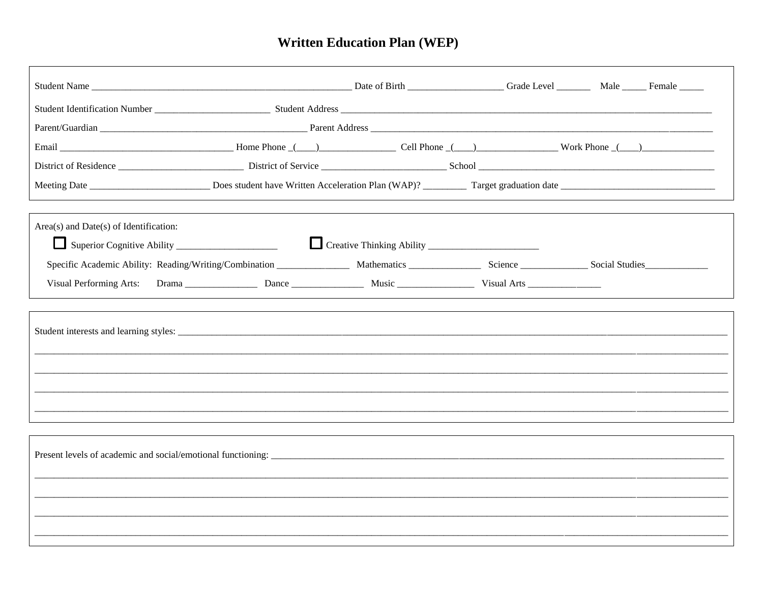# Written Education Plan (WEP)

Student Name ______________________________________________________ Date of Birth ____________________ Grade Level _______ Male _____ Female _____

Student Identification Number ________________________ Student Address ___________________________________________________________________________________

Parent/Guardian __________________________________________ Parent Address ____________________________________________________________________________

Email _____________________________________ Home Phone _(____)________________ Cell Phone _(____)_________________ Work Phone _(____)________________

District of Residence __________________________ District of Service __________________________ School ____________________________________________________

Meeting Date _________________________ Does student have Written Acceleration Plan (WAP)? _________ Target graduation date ________________________________

Area(s) and Date(s) of Identification:

☐ Superior Cognitive Ability _____________________ ☐ Creative Thinking Ability _______________________

Specific Academic Ability: Reading/Writing/Combination _______________ Mathematics _______________ Science ______________ Social Studies_____________

Visual Performing Arts: Drama _______________ Dance _______________ Music ________________ Visual Arts ________________

Student interests and learning styles: ____________________________________________________________________________________________________________

________________________________________________________________________________________________________________________________________

________________________________________________________________________________________________________________________________________

________________________________________________________________________________________________________________________________________

________________________________________________________________________________________________________________________________________

Present levels of academic and social/emotional functioning: ______________________________________________________________________________________

________________________________________________________________________________________________________________________________________

________________________________________________________________________________________________________________________________________

________________________________________________________________________________________________________________________________________

________________________________________________________________________________________________________________________________________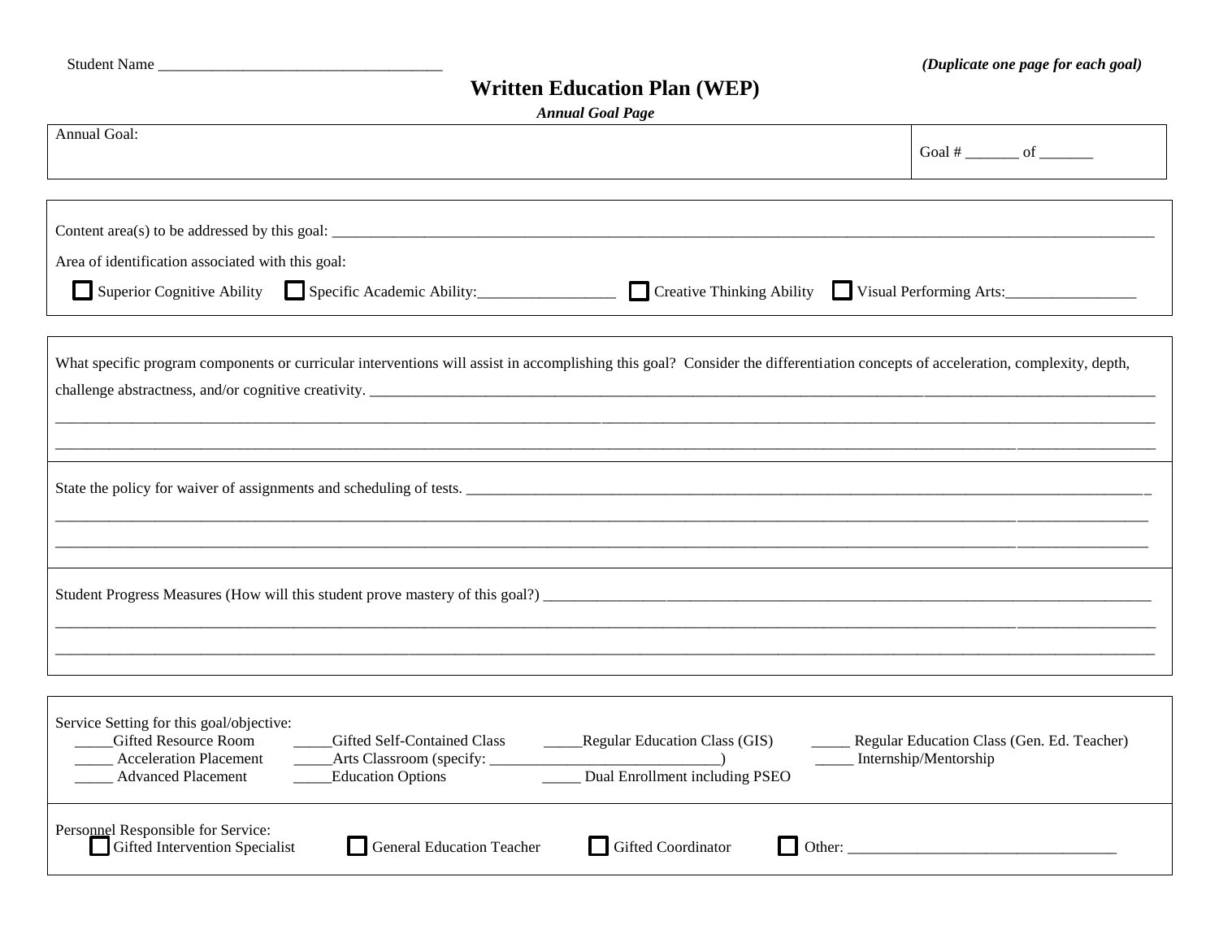Student Name ____________________________________ ***(Duplicate one page for each goal)***

# Written Education Plan (WEP)

***Annual Goal Page***

| Annual Goal: | Goal # _______ of _______ |
|---|---|

Content area(s) to be addressed by this goal: ______________________________________________________________________________________________

Area of identification associated with this goal:

☐ Superior Cognitive Ability ☐ Specific Academic Ability:_________________ ☐ Creative Thinking Ability ☐ Visual Performing Arts:________________

What specific program components or curricular interventions will assist in accomplishing this goal? Consider the differentiation concepts of acceleration, complexity, depth, challenge abstractness, and/or cognitive creativity. ______________________________________________________________________________

______________________________________________________________________________________________________________________

______________________________________________________________________________________________________________________

State the policy for waiver of assignments and scheduling of tests. ______________________________________________________________________________

______________________________________________________________________________________________________________________

______________________________________________________________________________________________________________________

Student Progress Measures (How will this student prove mastery of this goal?) ______________________________________________________________________

______________________________________________________________________________________________________________________

______________________________________________________________________________________________________________________

Service Setting for this goal/objective:

_____Gifted Resource Room _____Gifted Self-Contained Class _____Regular Education Class (GIS) _____ Regular Education Class (Gen. Ed. Teacher)
_____ Acceleration Placement _____Arts Classroom (specify: ____________________________) _____ Internship/Mentorship
_____ Advanced Placement _____Education Options _____ Dual Enrollment including PSEO

Personnel Responsible for Service:
☐ Gifted Intervention Specialist ☐ General Education Teacher ☐ Gifted Coordinator ☐ Other: __________________________________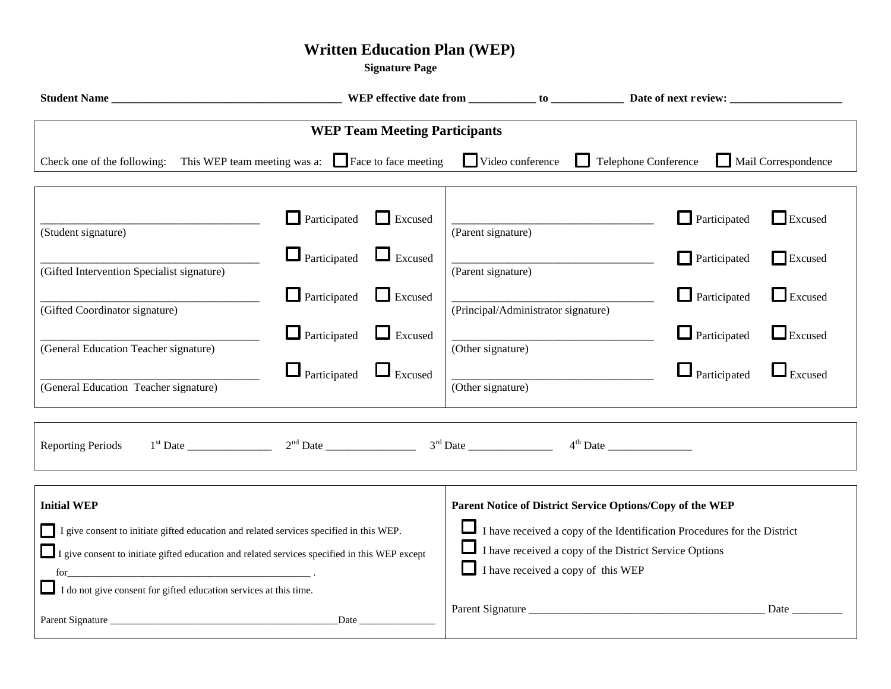# Written Education Plan (WEP)

**Signature Page**

**Student Name** ________________________________________ **WEP effective date from** ____________ **to** _____________ **Date of next review:** ____________________

## WEP Team Meeting Participants

Check one of the following: This WEP team meeting was a: ☐ Face to face meeting ☐ Video conference ☐ Telephone Conference ☐ Mail Correspondence

| | | | | | |
|---|---|---|---|---|---|
| ______________________________ (Student signature) | ☐ Participated | ☐ Excused | ______________________________ (Parent signature) | ☐ Participated | ☐ Excused |
| ______________________________ (Gifted Intervention Specialist signature) | ☐ Participated | ☐ Excused | ______________________________ (Parent signature) | ☐ Participated | ☐ Excused |
| ______________________________ (Gifted Coordinator signature) | ☐ Participated | ☐ Excused | ______________________________ (Principal/Administrator signature) | ☐ Participated | ☐ Excused |
| ______________________________ (General Education Teacher signature) | ☐ Participated | ☐ Excused | ______________________________ (Other signature) | ☐ Participated | ☐ Excused |
| ______________________________ (General Education Teacher signature) | ☐ Participated | ☐ Excused | ______________________________ (Other signature) | ☐ Participated | ☐ Excused |

Reporting Periods 1st Date _______________ 2nd Date ________________ 3rd Date _______________ 4th Date _______________

**Initial WEP**

☐ I give consent to initiate gifted education and related services specified in this WEP.

☐ I give consent to initiate gifted education and related services specified in this WEP except for_______________________________________________ .

☐ I do not give consent for gifted education services at this time.

Parent Signature _____________________________________________Date _______________

**Parent Notice of District Service Options/Copy of the WEP**

☐ I have received a copy of the Identification Procedures for the District

☐ I have received a copy of the District Service Options

☐ I have received a copy of this WEP

Parent Signature __________________________________________ Date _________